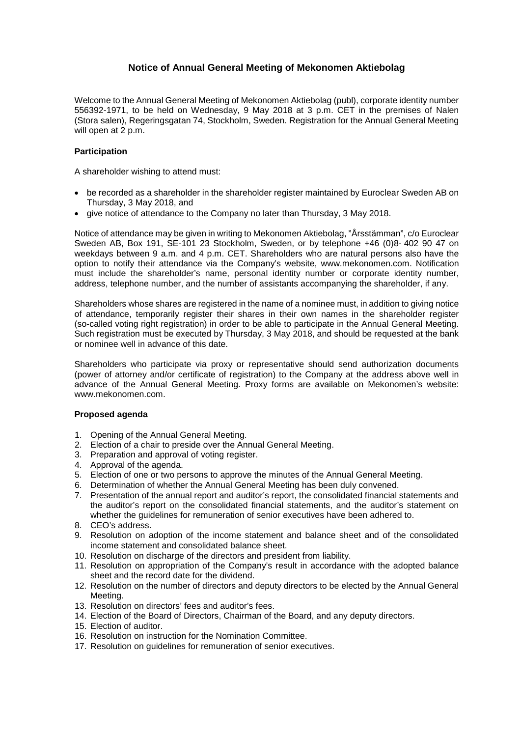# Notice of Annual General Meeting of Mekonomen Aktiebolag

Welcome to the Annual General Meeting of Mekonomen Aktiebolag (publ), corporate identity number 556392-1971, to be held on Wednesday, 9 May 2018 at 3 p.m. CET in the premises of Nalen (Stora salen), Regeringsgatan 74, Stockholm, Sweden. Registration for the Annual General Meeting will open at 2 p.m.

### Participation

A shareholder wishing to attend must:

- be recorded as a shareholder in the shareholder register maintained by Euroclear Sweden AB on Thursday, 3 May 2018, and
- give notice of attendance to the Company no later than Thursday, 3 May 2018.

Notice of attendance may be given in writing to Mekonomen Aktiebolag, "Årsstämman", c/o Euroclear Sweden AB, Box 191, SE-101 23 Stockholm, Sweden, or by telephone +46 (0)8- 402 90 47 on weekdays between 9 a.m. and 4 p.m. CET. Shareholders who are natural persons also have the option to notify their attendance via the Company's website, www.mekonomen.com. Notification must include the shareholder's name, personal identity number or corporate identity number, address, telephone number, and the number of assistants accompanying the shareholder, if any.

Shareholders whose shares are registered in the name of a nominee must, in addition to giving notice of attendance, temporarily register their shares in their own names in the shareholder register (so-called voting right registration) in order to be able to participate in the Annual General Meeting. Such registration must be executed by Thursday, 3 May 2018, and should be requested at the bank or nominee well in advance of this date.

Shareholders who participate via proxy or representative should send authorization documents (power of attorney and/or certificate of registration) to the Company at the address above well in advance of the Annual General Meeting. Proxy forms are available on Mekonomen's website: www.mekonomen.com.

### Proposed agenda

1. Opening of the Annual General Meeting.
2. Election of a chair to preside over the Annual General Meeting.
3. Preparation and approval of voting register.
4. Approval of the agenda.
5. Election of one or two persons to approve the minutes of the Annual General Meeting.
6. Determination of whether the Annual General Meeting has been duly convened.
7. Presentation of the annual report and auditor's report, the consolidated financial statements and the auditor's report on the consolidated financial statements, and the auditor's statement on whether the guidelines for remuneration of senior executives have been adhered to.
8. CEO's address.
9. Resolution on adoption of the income statement and balance sheet and of the consolidated income statement and consolidated balance sheet.
10. Resolution on discharge of the directors and president from liability.
11. Resolution on appropriation of the Company's result in accordance with the adopted balance sheet and the record date for the dividend.
12. Resolution on the number of directors and deputy directors to be elected by the Annual General Meeting.
13. Resolution on directors' fees and auditor's fees.
14. Election of the Board of Directors, Chairman of the Board, and any deputy directors.
15. Election of auditor.
16. Resolution on instruction for the Nomination Committee.
17. Resolution on guidelines for remuneration of senior executives.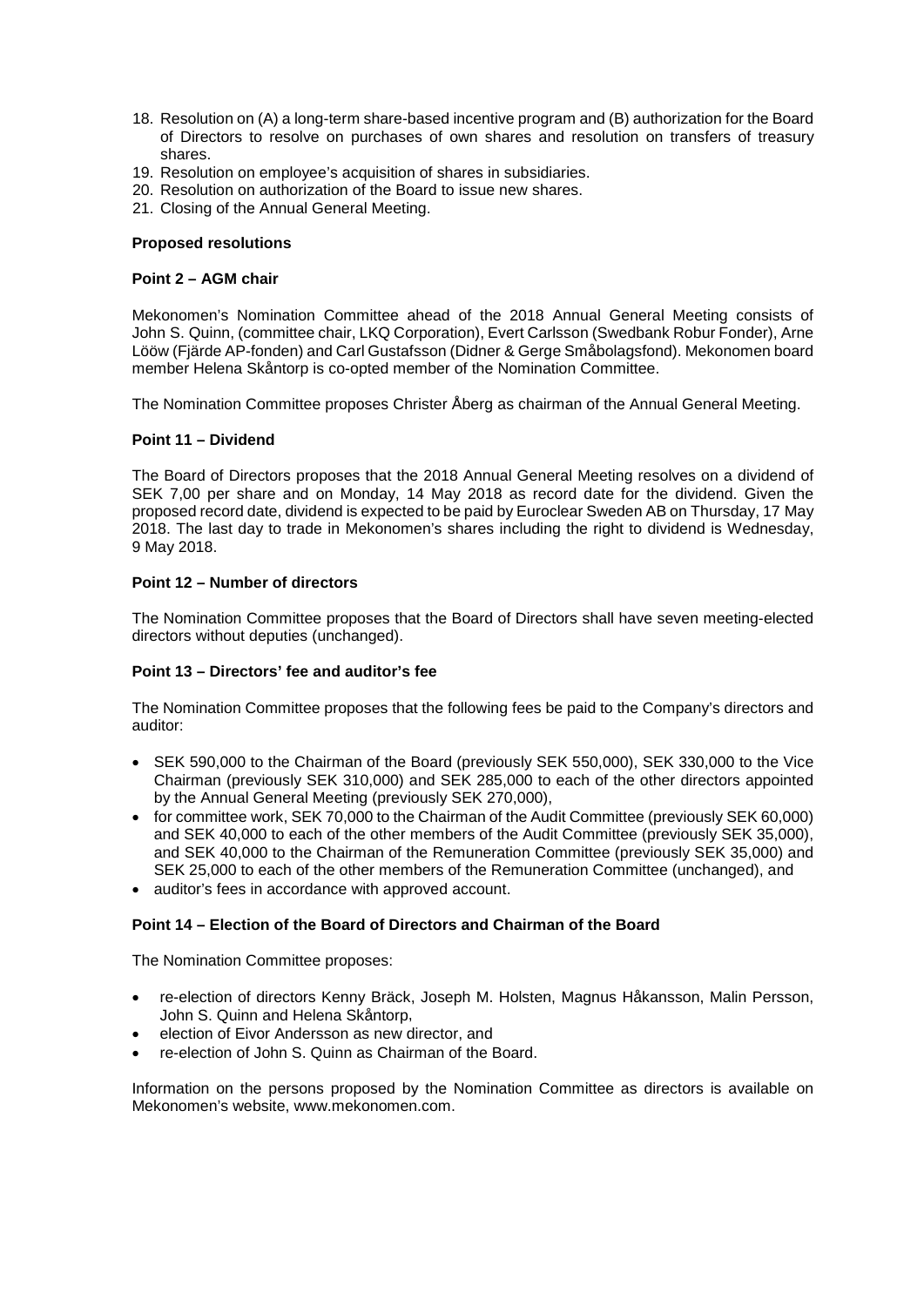18. Resolution on (A) a long-term share-based incentive program and (B) authorization for the Board of Directors to resolve on purchases of own shares and resolution on transfers of treasury shares.
19. Resolution on employee's acquisition of shares in subsidiaries.
20. Resolution on authorization of the Board to issue new shares.
21. Closing of the Annual General Meeting.

**Proposed resolutions**

**Point 2 – AGM chair**

Mekonomen's Nomination Committee ahead of the 2018 Annual General Meeting consists of John S. Quinn, (committee chair, LKQ Corporation), Evert Carlsson (Swedbank Robur Fonder), Arne Lööw (Fjärde AP-fonden) and Carl Gustafsson (Didner & Gerge Småbolagsfond). Mekonomen board member Helena Skåntorp is co-opted member of the Nomination Committee.

The Nomination Committee proposes Christer Åberg as chairman of the Annual General Meeting.

**Point 11 – Dividend**

The Board of Directors proposes that the 2018 Annual General Meeting resolves on a dividend of SEK 7,00 per share and on Monday, 14 May 2018 as record date for the dividend. Given the proposed record date, dividend is expected to be paid by Euroclear Sweden AB on Thursday, 17 May 2018. The last day to trade in Mekonomen's shares including the right to dividend is Wednesday, 9 May 2018.

**Point 12 – Number of directors**

The Nomination Committee proposes that the Board of Directors shall have seven meeting-elected directors without deputies (unchanged).

**Point 13 – Directors' fee and auditor's fee**

The Nomination Committee proposes that the following fees be paid to the Company's directors and auditor:

- SEK 590,000 to the Chairman of the Board (previously SEK 550,000), SEK 330,000 to the Vice Chairman (previously SEK 310,000) and SEK 285,000 to each of the other directors appointed by the Annual General Meeting (previously SEK 270,000),
- for committee work, SEK 70,000 to the Chairman of the Audit Committee (previously SEK 60,000) and SEK 40,000 to each of the other members of the Audit Committee (previously SEK 35,000), and SEK 40,000 to the Chairman of the Remuneration Committee (previously SEK 35,000) and SEK 25,000 to each of the other members of the Remuneration Committee (unchanged), and
- auditor's fees in accordance with approved account.

**Point 14 – Election of the Board of Directors and Chairman of the Board**

The Nomination Committee proposes:

- re-election of directors Kenny Bräck, Joseph M. Holsten, Magnus Håkansson, Malin Persson, John S. Quinn and Helena Skåntorp,
- election of Eivor Andersson as new director, and
- re-election of John S. Quinn as Chairman of the Board.

Information on the persons proposed by the Nomination Committee as directors is available on Mekonomen's website, www.mekonomen.com.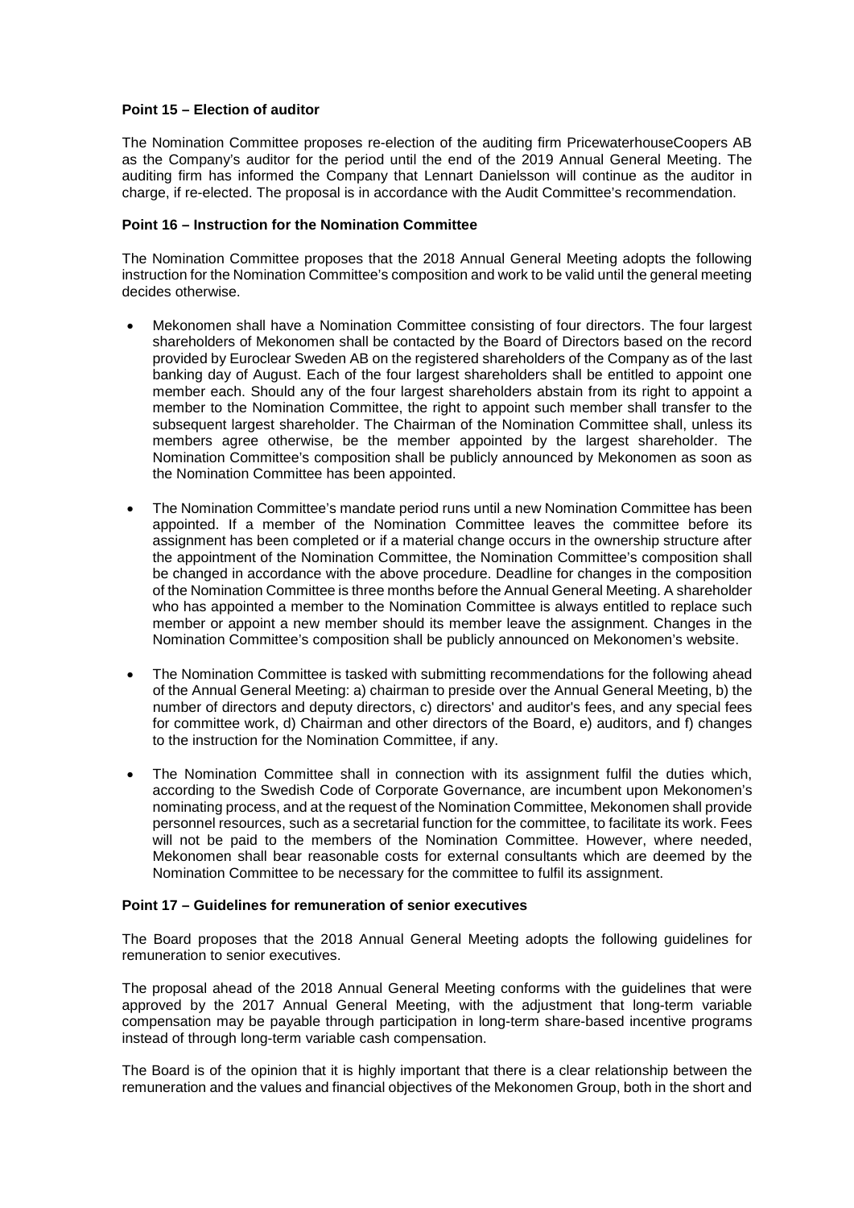**Point 15 – Election of auditor**

The Nomination Committee proposes re-election of the auditing firm PricewaterhouseCoopers AB as the Company's auditor for the period until the end of the 2019 Annual General Meeting. The auditing firm has informed the Company that Lennart Danielsson will continue as the auditor in charge, if re-elected. The proposal is in accordance with the Audit Committee's recommendation.

**Point 16 – Instruction for the Nomination Committee**

The Nomination Committee proposes that the 2018 Annual General Meeting adopts the following instruction for the Nomination Committee's composition and work to be valid until the general meeting decides otherwise.

- Mekonomen shall have a Nomination Committee consisting of four directors. The four largest shareholders of Mekonomen shall be contacted by the Board of Directors based on the record provided by Euroclear Sweden AB on the registered shareholders of the Company as of the last banking day of August. Each of the four largest shareholders shall be entitled to appoint one member each. Should any of the four largest shareholders abstain from its right to appoint a member to the Nomination Committee, the right to appoint such member shall transfer to the subsequent largest shareholder. The Chairman of the Nomination Committee shall, unless its members agree otherwise, be the member appointed by the largest shareholder. The Nomination Committee's composition shall be publicly announced by Mekonomen as soon as the Nomination Committee has been appointed.
- The Nomination Committee's mandate period runs until a new Nomination Committee has been appointed. If a member of the Nomination Committee leaves the committee before its assignment has been completed or if a material change occurs in the ownership structure after the appointment of the Nomination Committee, the Nomination Committee's composition shall be changed in accordance with the above procedure. Deadline for changes in the composition of the Nomination Committee is three months before the Annual General Meeting. A shareholder who has appointed a member to the Nomination Committee is always entitled to replace such member or appoint a new member should its member leave the assignment. Changes in the Nomination Committee's composition shall be publicly announced on Mekonomen's website.
- The Nomination Committee is tasked with submitting recommendations for the following ahead of the Annual General Meeting: a) chairman to preside over the Annual General Meeting, b) the number of directors and deputy directors, c) directors' and auditor's fees, and any special fees for committee work, d) Chairman and other directors of the Board, e) auditors, and f) changes to the instruction for the Nomination Committee, if any.
- The Nomination Committee shall in connection with its assignment fulfil the duties which, according to the Swedish Code of Corporate Governance, are incumbent upon Mekonomen's nominating process, and at the request of the Nomination Committee, Mekonomen shall provide personnel resources, such as a secretarial function for the committee, to facilitate its work. Fees will not be paid to the members of the Nomination Committee. However, where needed, Mekonomen shall bear reasonable costs for external consultants which are deemed by the Nomination Committee to be necessary for the committee to fulfil its assignment.

**Point 17 – Guidelines for remuneration of senior executives**

The Board proposes that the 2018 Annual General Meeting adopts the following guidelines for remuneration to senior executives.

The proposal ahead of the 2018 Annual General Meeting conforms with the guidelines that were approved by the 2017 Annual General Meeting, with the adjustment that long-term variable compensation may be payable through participation in long-term share-based incentive programs instead of through long-term variable cash compensation.

The Board is of the opinion that it is highly important that there is a clear relationship between the remuneration and the values and financial objectives of the Mekonomen Group, both in the short and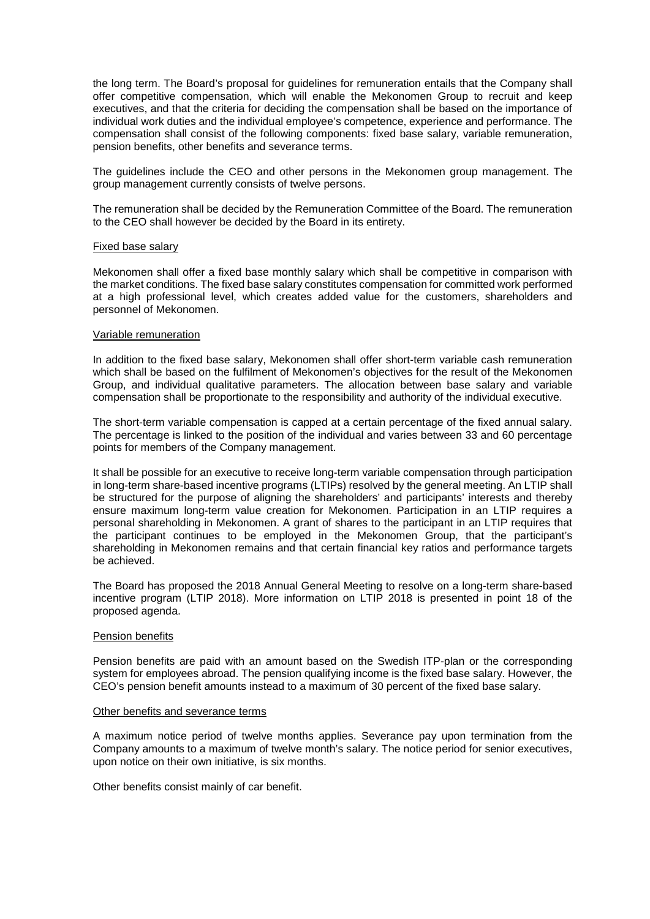the long term. The Board's proposal for guidelines for remuneration entails that the Company shall offer competitive compensation, which will enable the Mekonomen Group to recruit and keep executives, and that the criteria for deciding the compensation shall be based on the importance of individual work duties and the individual employee's competence, experience and performance. The compensation shall consist of the following components: fixed base salary, variable remuneration, pension benefits, other benefits and severance terms.

The guidelines include the CEO and other persons in the Mekonomen group management. The group management currently consists of twelve persons.

The remuneration shall be decided by the Remuneration Committee of the Board. The remuneration to the CEO shall however be decided by the Board in its entirety.

Fixed base salary

Mekonomen shall offer a fixed base monthly salary which shall be competitive in comparison with the market conditions. The fixed base salary constitutes compensation for committed work performed at a high professional level, which creates added value for the customers, shareholders and personnel of Mekonomen.

Variable remuneration

In addition to the fixed base salary, Mekonomen shall offer short-term variable cash remuneration which shall be based on the fulfilment of Mekonomen's objectives for the result of the Mekonomen Group, and individual qualitative parameters. The allocation between base salary and variable compensation shall be proportionate to the responsibility and authority of the individual executive.

The short-term variable compensation is capped at a certain percentage of the fixed annual salary. The percentage is linked to the position of the individual and varies between 33 and 60 percentage points for members of the Company management.

It shall be possible for an executive to receive long-term variable compensation through participation in long-term share-based incentive programs (LTIPs) resolved by the general meeting. An LTIP shall be structured for the purpose of aligning the shareholders' and participants' interests and thereby ensure maximum long-term value creation for Mekonomen. Participation in an LTIP requires a personal shareholding in Mekonomen. A grant of shares to the participant in an LTIP requires that the participant continues to be employed in the Mekonomen Group, that the participant's shareholding in Mekonomen remains and that certain financial key ratios and performance targets be achieved.

The Board has proposed the 2018 Annual General Meeting to resolve on a long-term share-based incentive program (LTIP 2018). More information on LTIP 2018 is presented in point 18 of the proposed agenda.

Pension benefits

Pension benefits are paid with an amount based on the Swedish ITP-plan or the corresponding system for employees abroad. The pension qualifying income is the fixed base salary. However, the CEO's pension benefit amounts instead to a maximum of 30 percent of the fixed base salary.

Other benefits and severance terms

A maximum notice period of twelve months applies. Severance pay upon termination from the Company amounts to a maximum of twelve month's salary. The notice period for senior executives, upon notice on their own initiative, is six months.

Other benefits consist mainly of car benefit.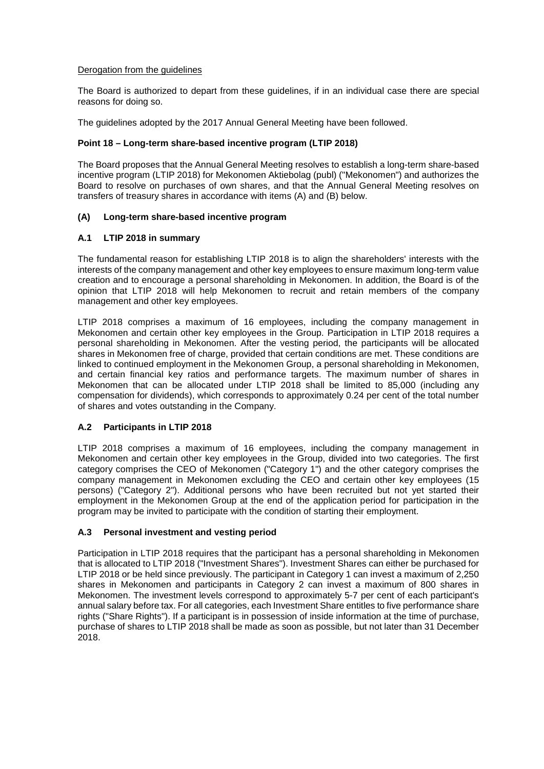Derogation from the guidelines

The Board is authorized to depart from these guidelines, if in an individual case there are special reasons for doing so.

The guidelines adopted by the 2017 Annual General Meeting have been followed.

**Point 18 – Long-term share-based incentive program (LTIP 2018)**

The Board proposes that the Annual General Meeting resolves to establish a long-term share-based incentive program (LTIP 2018) for Mekonomen Aktiebolag (publ) ("Mekonomen") and authorizes the Board to resolve on purchases of own shares, and that the Annual General Meeting resolves on transfers of treasury shares in accordance with items (A) and (B) below.

**(A) Long-term share-based incentive program**

**A.1 LTIP 2018 in summary**

The fundamental reason for establishing LTIP 2018 is to align the shareholders' interests with the interests of the company management and other key employees to ensure maximum long-term value creation and to encourage a personal shareholding in Mekonomen. In addition, the Board is of the opinion that LTIP 2018 will help Mekonomen to recruit and retain members of the company management and other key employees.

LTIP 2018 comprises a maximum of 16 employees, including the company management in Mekonomen and certain other key employees in the Group. Participation in LTIP 2018 requires a personal shareholding in Mekonomen. After the vesting period, the participants will be allocated shares in Mekonomen free of charge, provided that certain conditions are met. These conditions are linked to continued employment in the Mekonomen Group, a personal shareholding in Mekonomen, and certain financial key ratios and performance targets. The maximum number of shares in Mekonomen that can be allocated under LTIP 2018 shall be limited to 85,000 (including any compensation for dividends), which corresponds to approximately 0.24 per cent of the total number of shares and votes outstanding in the Company.

**A.2 Participants in LTIP 2018**

LTIP 2018 comprises a maximum of 16 employees, including the company management in Mekonomen and certain other key employees in the Group, divided into two categories. The first category comprises the CEO of Mekonomen ("Category 1") and the other category comprises the company management in Mekonomen excluding the CEO and certain other key employees (15 persons) ("Category 2"). Additional persons who have been recruited but not yet started their employment in the Mekonomen Group at the end of the application period for participation in the program may be invited to participate with the condition of starting their employment.

**A.3 Personal investment and vesting period**

Participation in LTIP 2018 requires that the participant has a personal shareholding in Mekonomen that is allocated to LTIP 2018 ("Investment Shares"). Investment Shares can either be purchased for LTIP 2018 or be held since previously. The participant in Category 1 can invest a maximum of 2,250 shares in Mekonomen and participants in Category 2 can invest a maximum of 800 shares in Mekonomen. The investment levels correspond to approximately 5-7 per cent of each participant's annual salary before tax. For all categories, each Investment Share entitles to five performance share rights ("Share Rights"). If a participant is in possession of inside information at the time of purchase, purchase of shares to LTIP 2018 shall be made as soon as possible, but not later than 31 December 2018.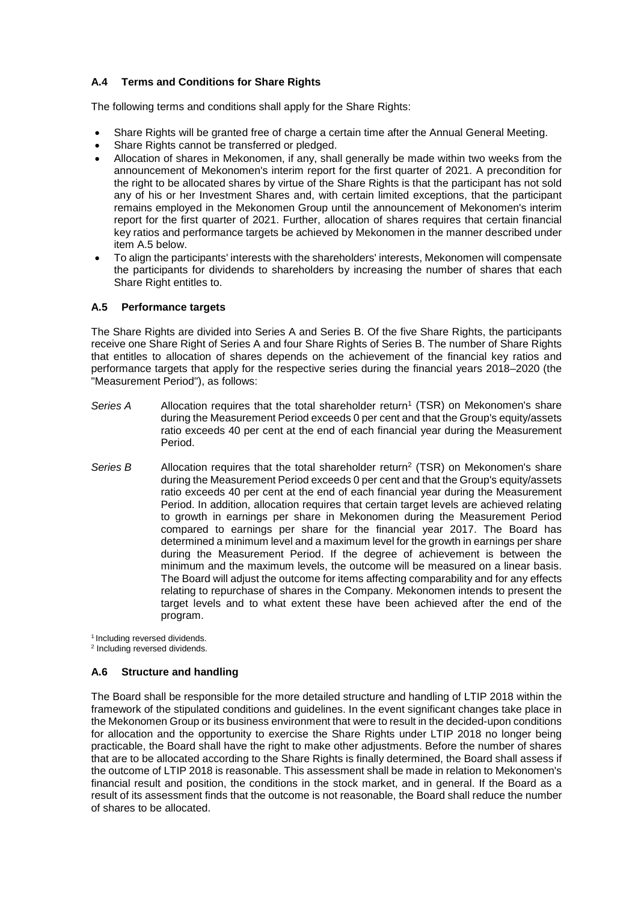### A.4 Terms and Conditions for Share Rights

The following terms and conditions shall apply for the Share Rights:

- Share Rights will be granted free of charge a certain time after the Annual General Meeting.
- Share Rights cannot be transferred or pledged.
- Allocation of shares in Mekonomen, if any, shall generally be made within two weeks from the announcement of Mekonomen's interim report for the first quarter of 2021. A precondition for the right to be allocated shares by virtue of the Share Rights is that the participant has not sold any of his or her Investment Shares and, with certain limited exceptions, that the participant remains employed in the Mekonomen Group until the announcement of Mekonomen's interim report for the first quarter of 2021. Further, allocation of shares requires that certain financial key ratios and performance targets be achieved by Mekonomen in the manner described under item A.5 below.
- To align the participants' interests with the shareholders' interests, Mekonomen will compensate the participants for dividends to shareholders by increasing the number of shares that each Share Right entitles to.

### A.5 Performance targets

The Share Rights are divided into Series A and Series B. Of the five Share Rights, the participants receive one Share Right of Series A and four Share Rights of Series B. The number of Share Rights that entitles to allocation of shares depends on the achievement of the financial key ratios and performance targets that apply for the respective series during the financial years 2018–2020 (the "Measurement Period"), as follows:

*Series A* Allocation requires that the total shareholder return[1] (TSR) on Mekonomen's share during the Measurement Period exceeds 0 per cent and that the Group's equity/assets ratio exceeds 40 per cent at the end of each financial year during the Measurement Period.

*Series B* Allocation requires that the total shareholder return[2] (TSR) on Mekonomen's share during the Measurement Period exceeds 0 per cent and that the Group's equity/assets ratio exceeds 40 per cent at the end of each financial year during the Measurement Period. In addition, allocation requires that certain target levels are achieved relating to growth in earnings per share in Mekonomen during the Measurement Period compared to earnings per share for the financial year 2017. The Board has determined a minimum level and a maximum level for the growth in earnings per share during the Measurement Period. If the degree of achievement is between the minimum and the maximum levels, the outcome will be measured on a linear basis. The Board will adjust the outcome for items affecting comparability and for any effects relating to repurchase of shares in the Company. Mekonomen intends to present the target levels and to what extent these have been achieved after the end of the program.

[1] Including reversed dividends.
[2] Including reversed dividends.

### A.6 Structure and handling

The Board shall be responsible for the more detailed structure and handling of LTIP 2018 within the framework of the stipulated conditions and guidelines. In the event significant changes take place in the Mekonomen Group or its business environment that were to result in the decided-upon conditions for allocation and the opportunity to exercise the Share Rights under LTIP 2018 no longer being practicable, the Board shall have the right to make other adjustments. Before the number of shares that are to be allocated according to the Share Rights is finally determined, the Board shall assess if the outcome of LTIP 2018 is reasonable. This assessment shall be made in relation to Mekonomen's financial result and position, the conditions in the stock market, and in general. If the Board as a result of its assessment finds that the outcome is not reasonable, the Board shall reduce the number of shares to be allocated.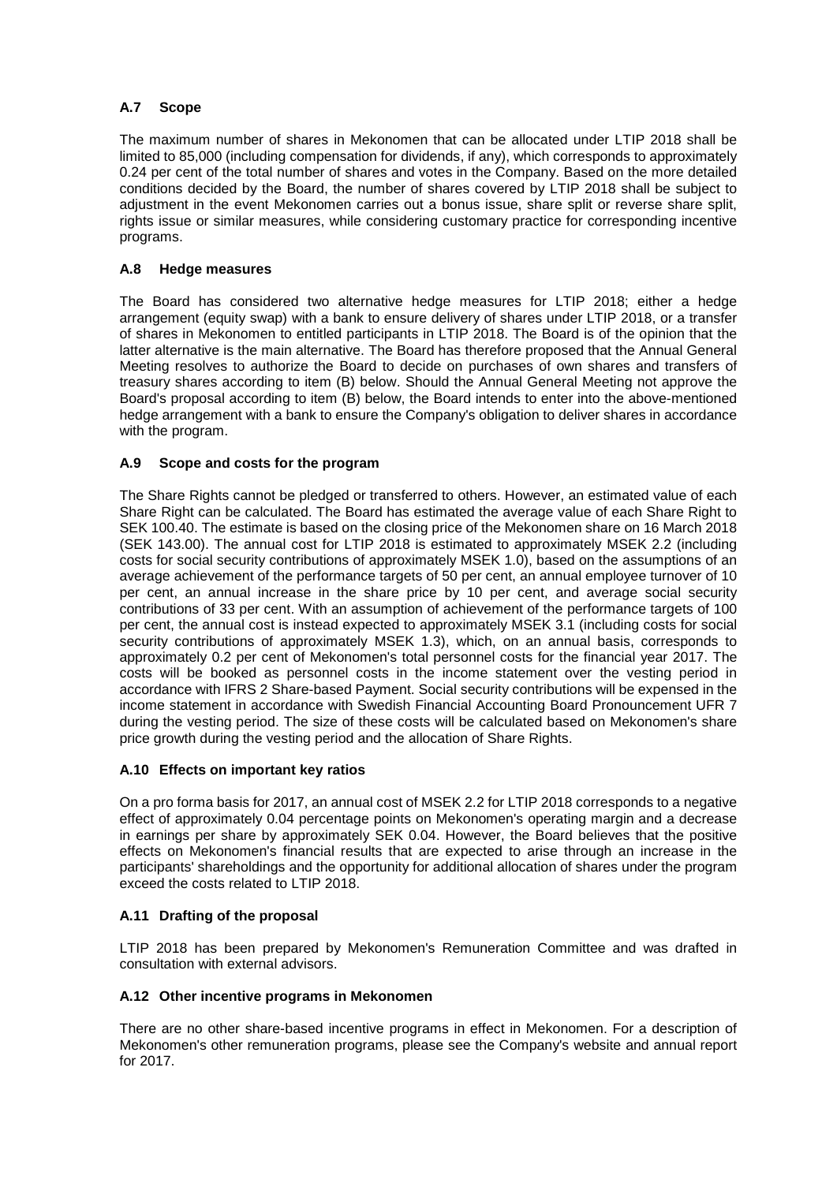### A.7 Scope

The maximum number of shares in Mekonomen that can be allocated under LTIP 2018 shall be limited to 85,000 (including compensation for dividends, if any), which corresponds to approximately 0.24 per cent of the total number of shares and votes in the Company. Based on the more detailed conditions decided by the Board, the number of shares covered by LTIP 2018 shall be subject to adjustment in the event Mekonomen carries out a bonus issue, share split or reverse share split, rights issue or similar measures, while considering customary practice for corresponding incentive programs.

### A.8 Hedge measures

The Board has considered two alternative hedge measures for LTIP 2018; either a hedge arrangement (equity swap) with a bank to ensure delivery of shares under LTIP 2018, or a transfer of shares in Mekonomen to entitled participants in LTIP 2018. The Board is of the opinion that the latter alternative is the main alternative. The Board has therefore proposed that the Annual General Meeting resolves to authorize the Board to decide on purchases of own shares and transfers of treasury shares according to item (B) below. Should the Annual General Meeting not approve the Board's proposal according to item (B) below, the Board intends to enter into the above-mentioned hedge arrangement with a bank to ensure the Company's obligation to deliver shares in accordance with the program.

### A.9 Scope and costs for the program

The Share Rights cannot be pledged or transferred to others. However, an estimated value of each Share Right can be calculated. The Board has estimated the average value of each Share Right to SEK 100.40. The estimate is based on the closing price of the Mekonomen share on 16 March 2018 (SEK 143.00). The annual cost for LTIP 2018 is estimated to approximately MSEK 2.2 (including costs for social security contributions of approximately MSEK 1.0), based on the assumptions of an average achievement of the performance targets of 50 per cent, an annual employee turnover of 10 per cent, an annual increase in the share price by 10 per cent, and average social security contributions of 33 per cent. With an assumption of achievement of the performance targets of 100 per cent, the annual cost is instead expected to approximately MSEK 3.1 (including costs for social security contributions of approximately MSEK 1.3), which, on an annual basis, corresponds to approximately 0.2 per cent of Mekonomen's total personnel costs for the financial year 2017. The costs will be booked as personnel costs in the income statement over the vesting period in accordance with IFRS 2 Share-based Payment. Social security contributions will be expensed in the income statement in accordance with Swedish Financial Accounting Board Pronouncement UFR 7 during the vesting period. The size of these costs will be calculated based on Mekonomen's share price growth during the vesting period and the allocation of Share Rights.

### A.10 Effects on important key ratios

On a pro forma basis for 2017, an annual cost of MSEK 2.2 for LTIP 2018 corresponds to a negative effect of approximately 0.04 percentage points on Mekonomen's operating margin and a decrease in earnings per share by approximately SEK 0.04. However, the Board believes that the positive effects on Mekonomen's financial results that are expected to arise through an increase in the participants' shareholdings and the opportunity for additional allocation of shares under the program exceed the costs related to LTIP 2018.

### A.11 Drafting of the proposal

LTIP 2018 has been prepared by Mekonomen's Remuneration Committee and was drafted in consultation with external advisors.

### A.12 Other incentive programs in Mekonomen

There are no other share-based incentive programs in effect in Mekonomen. For a description of Mekonomen's other remuneration programs, please see the Company's website and annual report for 2017.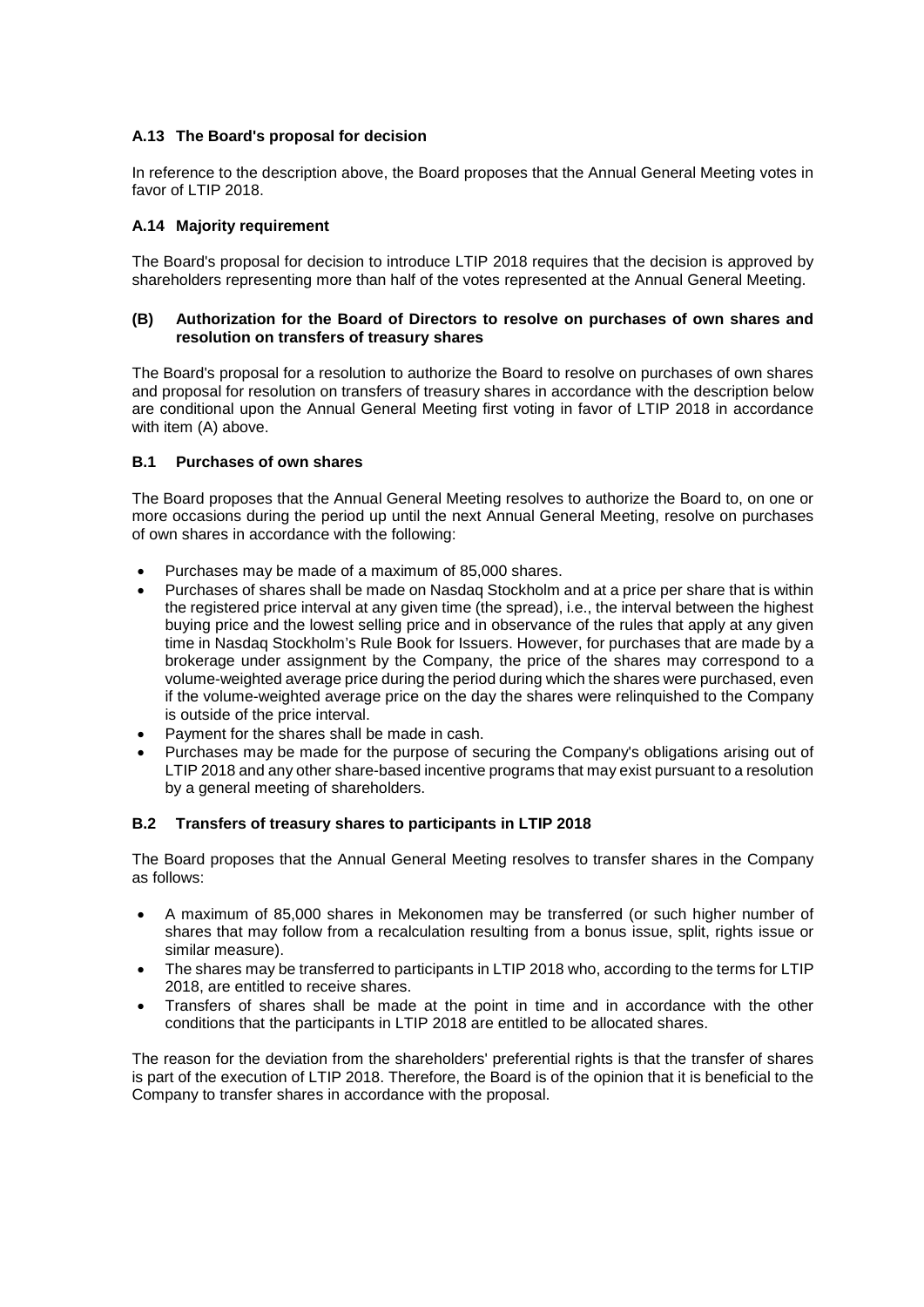### A.13 The Board's proposal for decision

In reference to the description above, the Board proposes that the Annual General Meeting votes in favor of LTIP 2018.

### A.14 Majority requirement

The Board's proposal for decision to introduce LTIP 2018 requires that the decision is approved by shareholders representing more than half of the votes represented at the Annual General Meeting.

## (B) Authorization for the Board of Directors to resolve on purchases of own shares and resolution on transfers of treasury shares

The Board's proposal for a resolution to authorize the Board to resolve on purchases of own shares and proposal for resolution on transfers of treasury shares in accordance with the description below are conditional upon the Annual General Meeting first voting in favor of LTIP 2018 in accordance with item (A) above.

### B.1 Purchases of own shares

The Board proposes that the Annual General Meeting resolves to authorize the Board to, on one or more occasions during the period up until the next Annual General Meeting, resolve on purchases of own shares in accordance with the following:

- Purchases may be made of a maximum of 85,000 shares.
- Purchases of shares shall be made on Nasdaq Stockholm and at a price per share that is within the registered price interval at any given time (the spread), i.e., the interval between the highest buying price and the lowest selling price and in observance of the rules that apply at any given time in Nasdaq Stockholm's Rule Book for Issuers. However, for purchases that are made by a brokerage under assignment by the Company, the price of the shares may correspond to a volume-weighted average price during the period during which the shares were purchased, even if the volume-weighted average price on the day the shares were relinquished to the Company is outside of the price interval.
- Payment for the shares shall be made in cash.
- Purchases may be made for the purpose of securing the Company's obligations arising out of LTIP 2018 and any other share-based incentive programs that may exist pursuant to a resolution by a general meeting of shareholders.

### B.2 Transfers of treasury shares to participants in LTIP 2018

The Board proposes that the Annual General Meeting resolves to transfer shares in the Company as follows:

- A maximum of 85,000 shares in Mekonomen may be transferred (or such higher number of shares that may follow from a recalculation resulting from a bonus issue, split, rights issue or similar measure).
- The shares may be transferred to participants in LTIP 2018 who, according to the terms for LTIP 2018, are entitled to receive shares.
- Transfers of shares shall be made at the point in time and in accordance with the other conditions that the participants in LTIP 2018 are entitled to be allocated shares.

The reason for the deviation from the shareholders' preferential rights is that the transfer of shares is part of the execution of LTIP 2018. Therefore, the Board is of the opinion that it is beneficial to the Company to transfer shares in accordance with the proposal.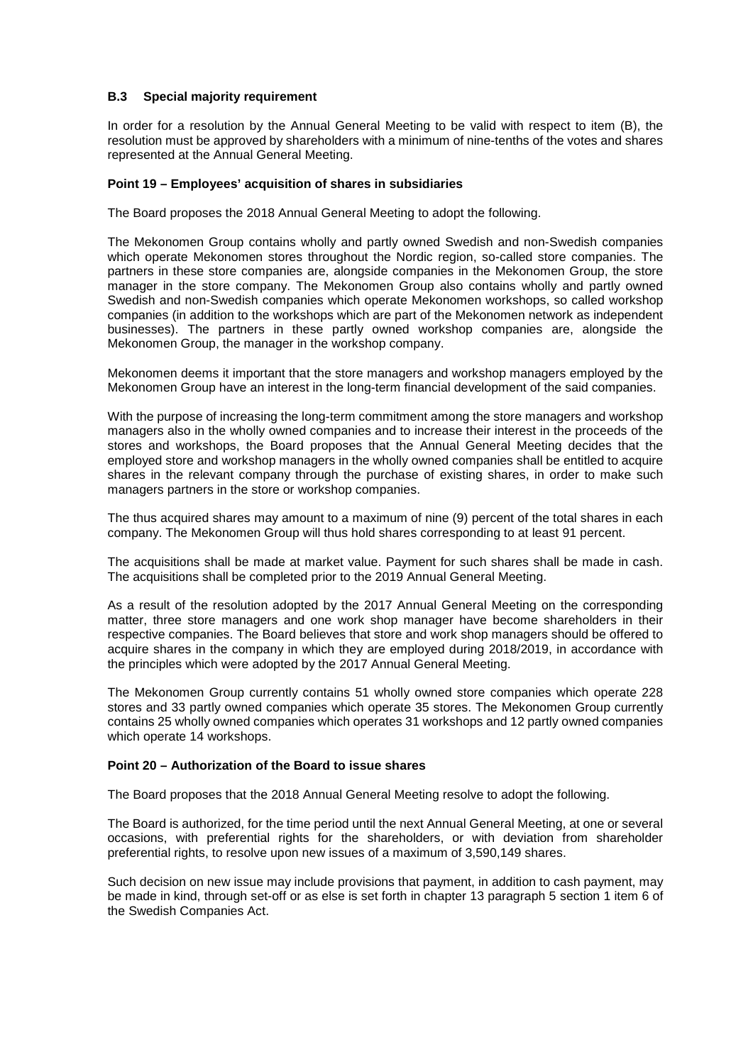### B.3 Special majority requirement

In order for a resolution by the Annual General Meeting to be valid with respect to item (B), the resolution must be approved by shareholders with a minimum of nine-tenths of the votes and shares represented at the Annual General Meeting.

### Point 19 – Employees' acquisition of shares in subsidiaries

The Board proposes the 2018 Annual General Meeting to adopt the following.

The Mekonomen Group contains wholly and partly owned Swedish and non-Swedish companies which operate Mekonomen stores throughout the Nordic region, so-called store companies. The partners in these store companies are, alongside companies in the Mekonomen Group, the store manager in the store company. The Mekonomen Group also contains wholly and partly owned Swedish and non-Swedish companies which operate Mekonomen workshops, so called workshop companies (in addition to the workshops which are part of the Mekonomen network as independent businesses). The partners in these partly owned workshop companies are, alongside the Mekonomen Group, the manager in the workshop company.

Mekonomen deems it important that the store managers and workshop managers employed by the Mekonomen Group have an interest in the long-term financial development of the said companies.

With the purpose of increasing the long-term commitment among the store managers and workshop managers also in the wholly owned companies and to increase their interest in the proceeds of the stores and workshops, the Board proposes that the Annual General Meeting decides that the employed store and workshop managers in the wholly owned companies shall be entitled to acquire shares in the relevant company through the purchase of existing shares, in order to make such managers partners in the store or workshop companies.

The thus acquired shares may amount to a maximum of nine (9) percent of the total shares in each company. The Mekonomen Group will thus hold shares corresponding to at least 91 percent.

The acquisitions shall be made at market value. Payment for such shares shall be made in cash. The acquisitions shall be completed prior to the 2019 Annual General Meeting.

As a result of the resolution adopted by the 2017 Annual General Meeting on the corresponding matter, three store managers and one work shop manager have become shareholders in their respective companies. The Board believes that store and work shop managers should be offered to acquire shares in the company in which they are employed during 2018/2019, in accordance with the principles which were adopted by the 2017 Annual General Meeting.

The Mekonomen Group currently contains 51 wholly owned store companies which operate 228 stores and 33 partly owned companies which operate 35 stores. The Mekonomen Group currently contains 25 wholly owned companies which operates 31 workshops and 12 partly owned companies which operate 14 workshops.

### Point 20 – Authorization of the Board to issue shares

The Board proposes that the 2018 Annual General Meeting resolve to adopt the following.

The Board is authorized, for the time period until the next Annual General Meeting, at one or several occasions, with preferential rights for the shareholders, or with deviation from shareholder preferential rights, to resolve upon new issues of a maximum of 3,590,149 shares.

Such decision on new issue may include provisions that payment, in addition to cash payment, may be made in kind, through set-off or as else is set forth in chapter 13 paragraph 5 section 1 item 6 of the Swedish Companies Act.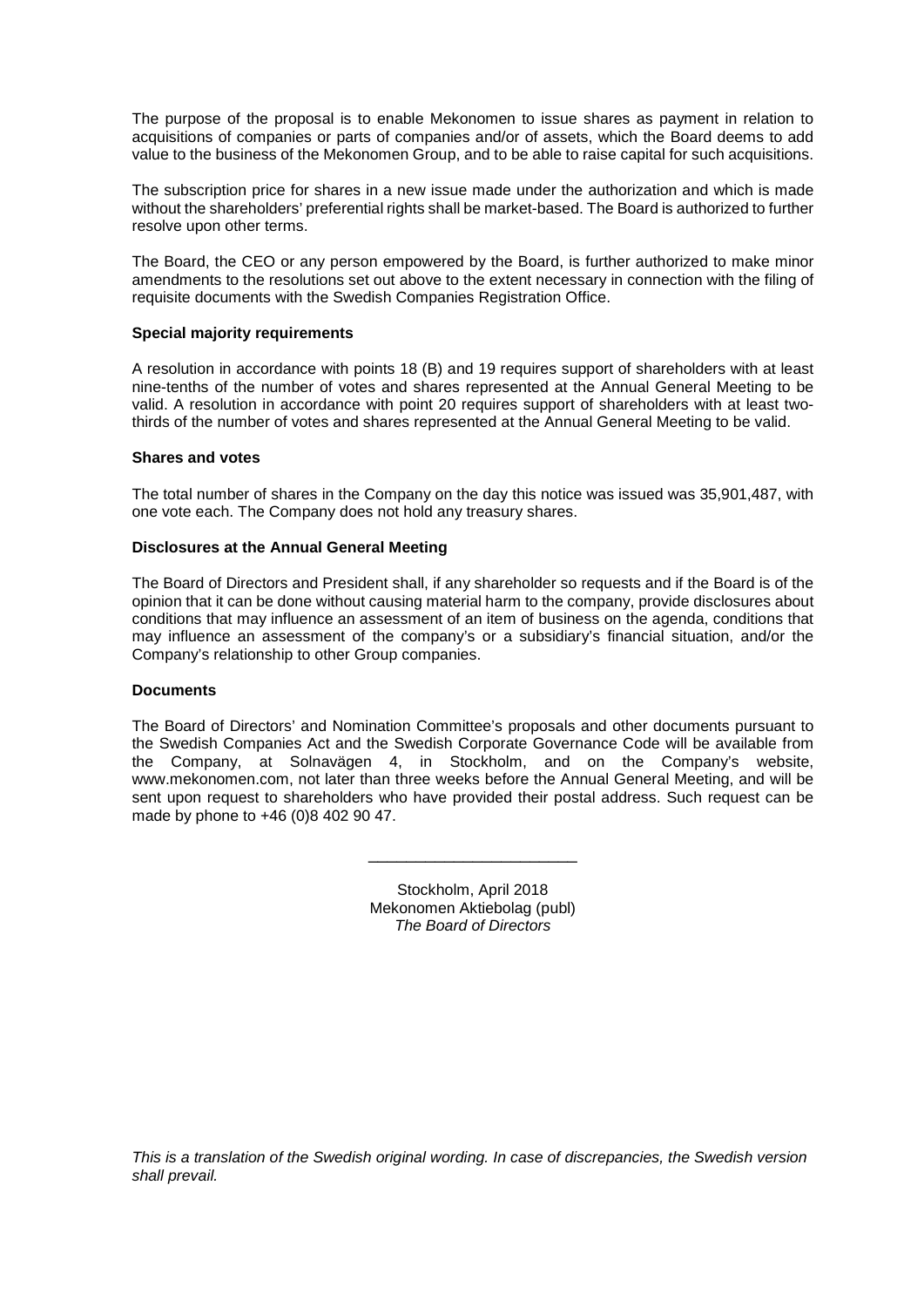The purpose of the proposal is to enable Mekonomen to issue shares as payment in relation to acquisitions of companies or parts of companies and/or of assets, which the Board deems to add value to the business of the Mekonomen Group, and to be able to raise capital for such acquisitions.

The subscription price for shares in a new issue made under the authorization and which is made without the shareholders' preferential rights shall be market-based. The Board is authorized to further resolve upon other terms.

The Board, the CEO or any person empowered by the Board, is further authorized to make minor amendments to the resolutions set out above to the extent necessary in connection with the filing of requisite documents with the Swedish Companies Registration Office.

**Special majority requirements**

A resolution in accordance with points 18 (B) and 19 requires support of shareholders with at least nine-tenths of the number of votes and shares represented at the Annual General Meeting to be valid. A resolution in accordance with point 20 requires support of shareholders with at least two-thirds of the number of votes and shares represented at the Annual General Meeting to be valid.

**Shares and votes**

The total number of shares in the Company on the day this notice was issued was 35,901,487, with one vote each. The Company does not hold any treasury shares.

**Disclosures at the Annual General Meeting**

The Board of Directors and President shall, if any shareholder so requests and if the Board is of the opinion that it can be done without causing material harm to the company, provide disclosures about conditions that may influence an assessment of an item of business on the agenda, conditions that may influence an assessment of the company's or a subsidiary's financial situation, and/or the Company's relationship to other Group companies.

**Documents**

The Board of Directors' and Nomination Committee's proposals and other documents pursuant to the Swedish Companies Act and the Swedish Corporate Governance Code will be available from the Company, at Solnavägen 4, in Stockholm, and on the Company's website, www.mekonomen.com, not later than three weeks before the Annual General Meeting, and will be sent upon request to shareholders who have provided their postal address. Such request can be made by phone to +46 (0)8 402 90 47.

---

Stockholm, April 2018
Mekonomen Aktiebolag (publ)
*The Board of Directors*

*This is a translation of the Swedish original wording. In case of discrepancies, the Swedish version shall prevail.*